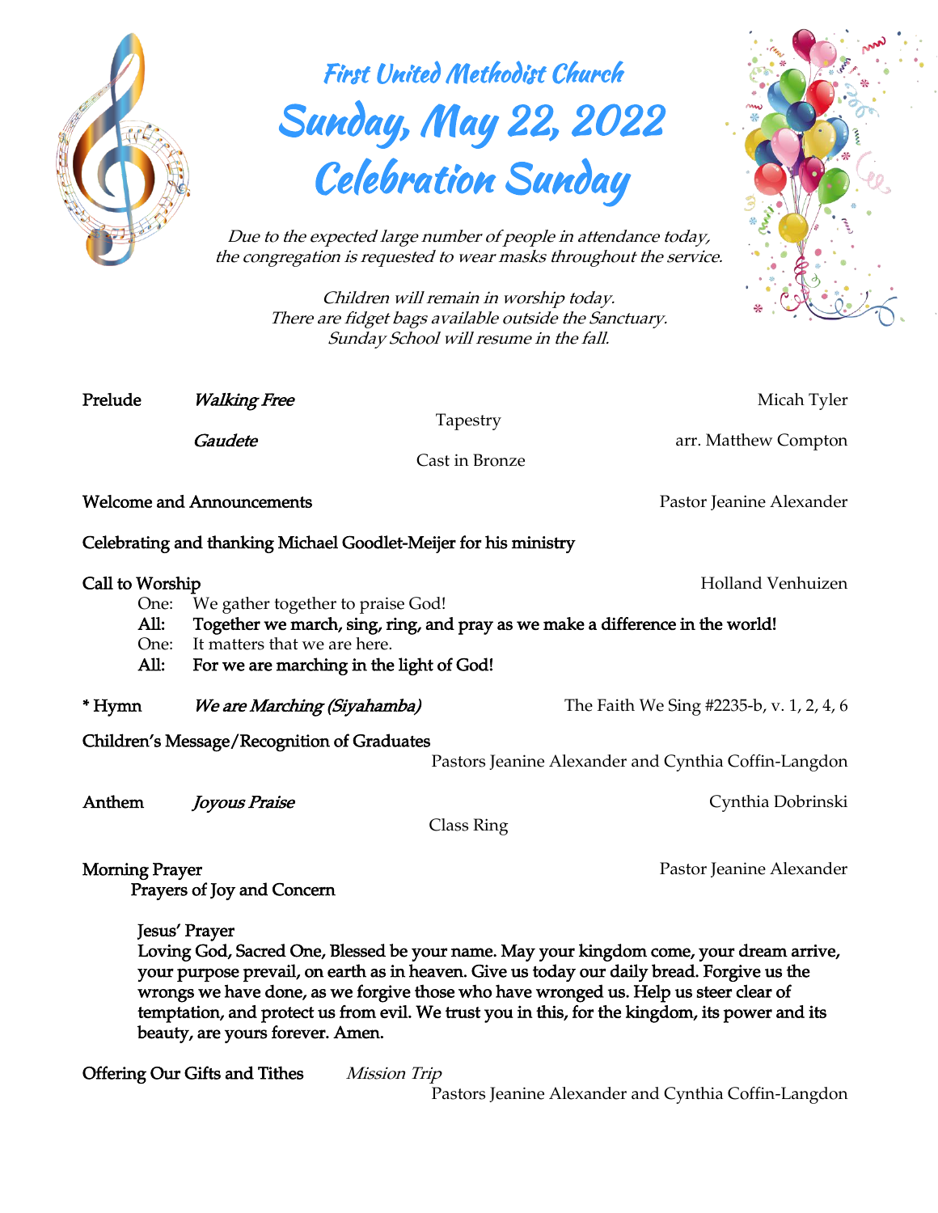# First United Methodist Church

# Sunday, May 22, 2022

# Celebration Sunday

*Due to the expected large number of people in attendance today, the congregation is requested to wear masks throughout the service.*

*Children will remain in worship today.*
*There are fidget bags available outside the Sanctuary.*
*Sunday School will resume in the fall.*

**Prelude** *Walking Free* — Micah Tyler
Tapestry

*Gaudete* — arr. Matthew Compton
Cast in Bronze

**Welcome and Announcements** — Pastor Jeanine Alexander

**Celebrating and thanking Michael Goodlet-Meijer for his ministry**

**Call to Worship** — Holland Venhuizen

One: We gather together to praise God!
**All: Together we march, sing, ring, and pray as we make a difference in the world!**
One: It matters that we are here.
**All: For we are marching in the light of God!**

**\* Hymn** *We are Marching (Siyahamba)* — The Faith We Sing #2235-b, v. 1, 2, 4, 6

**Children's Message/Recognition of Graduates**
Pastors Jeanine Alexander and Cynthia Coffin-Langdon

**Anthem** *Joyous Praise* — Cynthia Dobrinski
Class Ring

**Morning Prayer** — Pastor Jeanine Alexander

Prayers of Joy and Concern

Jesus' Prayer

**Loving God, Sacred One, Blessed be your name. May your kingdom come, your dream arrive, your purpose prevail, on earth as in heaven. Give us today our daily bread. Forgive us the wrongs we have done, as we forgive those who have wronged us. Help us steer clear of temptation, and protect us from evil. We trust you in this, for the kingdom, its power and its beauty, are yours forever. Amen.**

**Offering Our Gifts and Tithes** *Mission Trip*
Pastors Jeanine Alexander and Cynthia Coffin-Langdon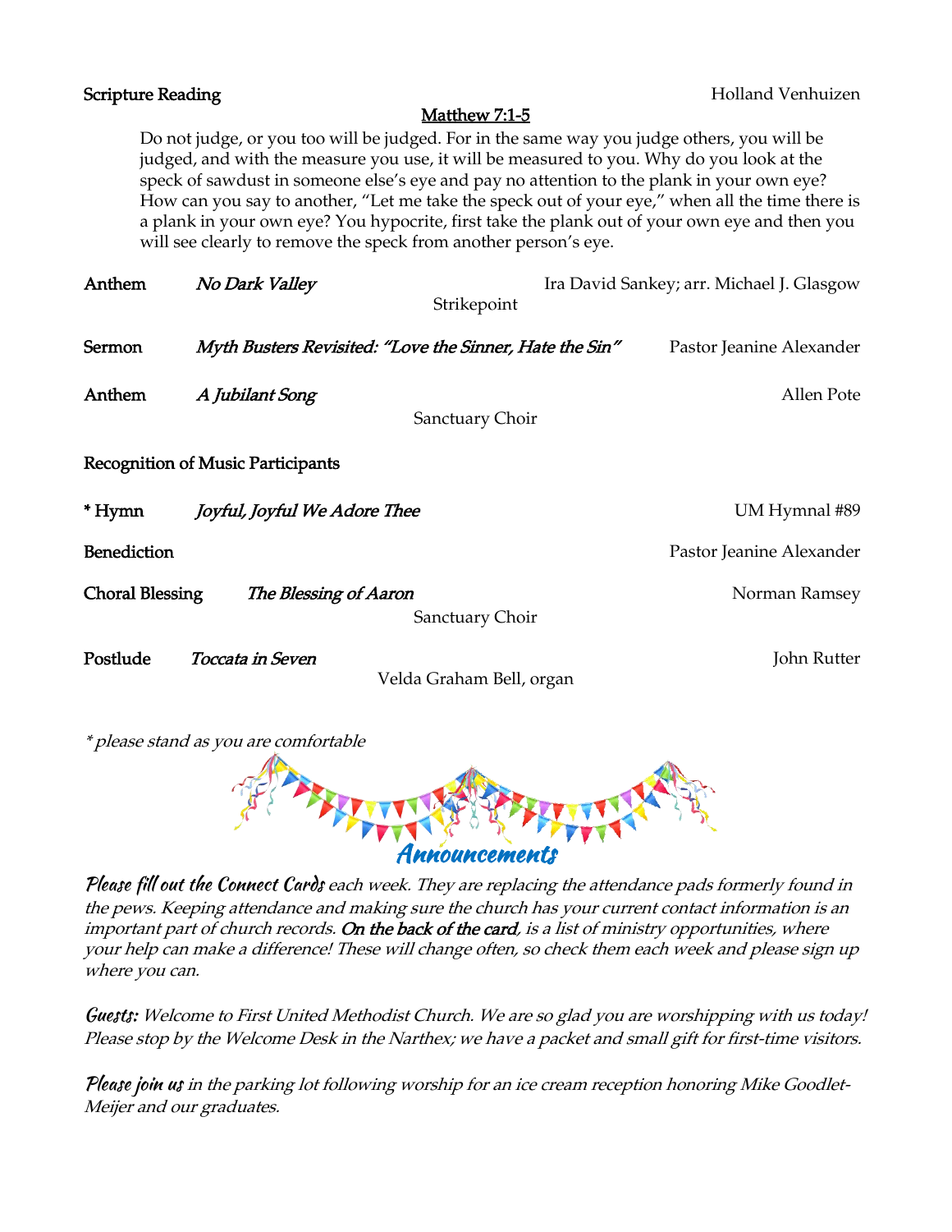**Scripture Reading** Holland Venhuizen

<u>Matthew 7:1-5</u>

Do not judge, or you too will be judged. For in the same way you judge others, you will be judged, and with the measure you use, it will be measured to you. Why do you look at the speck of sawdust in someone else's eye and pay no attention to the plank in your own eye? How can you say to another, "Let me take the speck out of your eye," when all the time there is a plank in your own eye? You hypocrite, first take the plank out of your own eye and then you will see clearly to remove the speck from another person's eye.

**Anthem** *No Dark Valley* Ira David Sankey; arr. Michael J. Glasgow
Strikepoint

**Sermon** *Myth Busters Revisited: "Love the Sinner, Hate the Sin"* Pastor Jeanine Alexander

**Anthem** *A Jubilant Song* Allen Pote
Sanctuary Choir

**Recognition of Music Participants**

**\* Hymn** *Joyful, Joyful We Adore Thee* UM Hymnal #89

**Benediction** Pastor Jeanine Alexander

**Choral Blessing** *The Blessing of Aaron* Norman Ramsey
Sanctuary Choir

**Postlude** *Toccata in Seven* John Rutter
Velda Graham Bell, organ

*\* please stand as you are comfortable*

## Announcements

***Please fill out the Connect Cards*** *each week. They are replacing the attendance pads formerly found in the pews. Keeping attendance and making sure the church has your current contact information is an important part of church records.* ***On the back of the card****, is a list of ministry opportunities, where your help can make a difference! These will change often, so check them each week and please sign up where you can.*

***Guests:*** *Welcome to First United Methodist Church. We are so glad you are worshipping with us today! Please stop by the Welcome Desk in the Narthex; we have a packet and small gift for first-time visitors.*

***Please join us*** *in the parking lot following worship for an ice cream reception honoring Mike Goodlet-Meijer and our graduates.*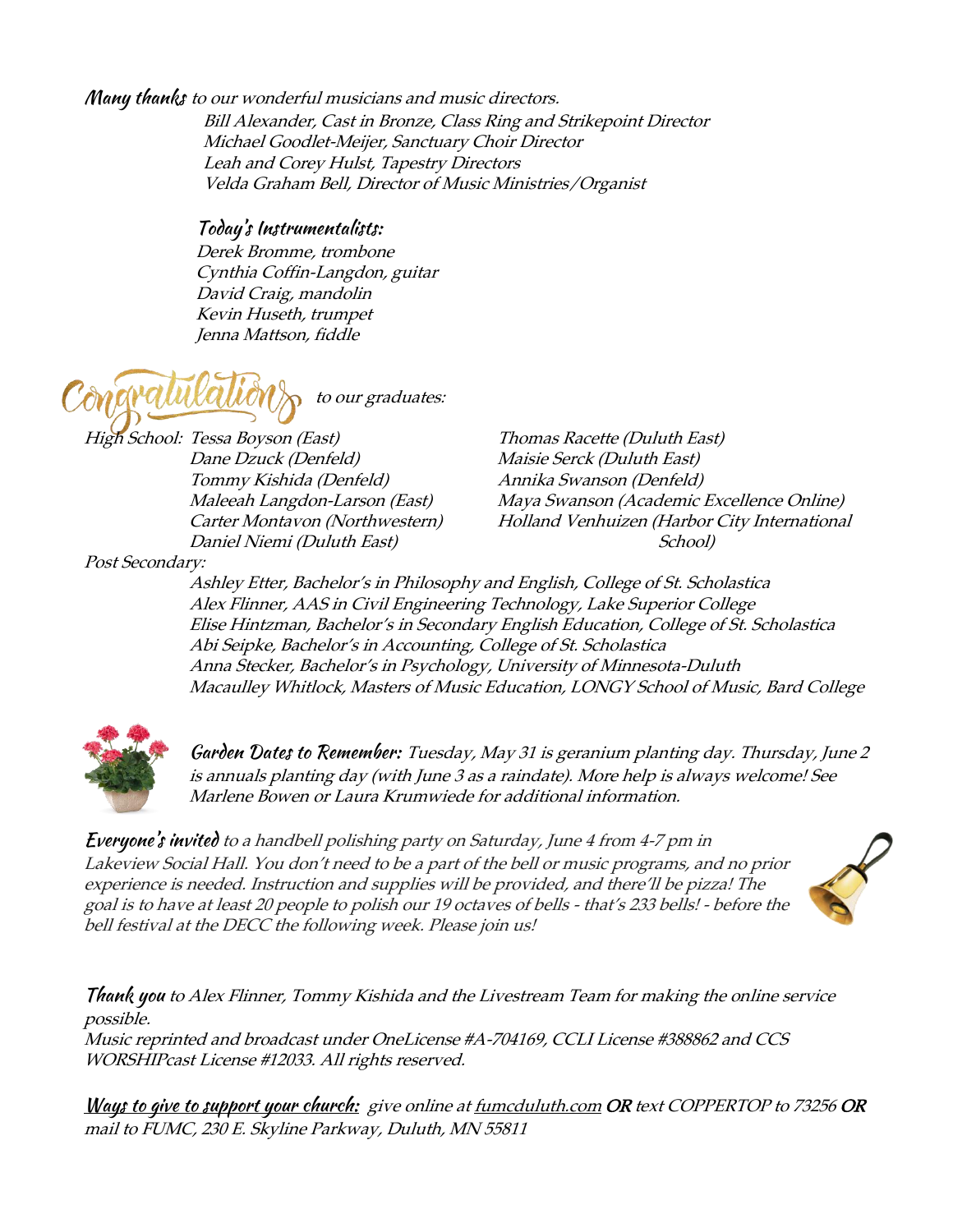**Many thanks** *to our wonderful musicians and music directors.*

*Bill Alexander, Cast in Bronze, Class Ring and Strikepoint Director*
*Michael Goodlet-Meijer, Sanctuary Choir Director*
*Leah and Corey Hulst, Tapestry Directors*
*Velda Graham Bell, Director of Music Ministries/Organist*

**Today's Instrumentalists:**

*Derek Bromme, trombone*
*Cynthia Coffin-Langdon, guitar*
*David Craig, mandolin*
*Kevin Huseth, trumpet*
*Jenna Mattson, fiddle*

**Congratulations** *to our graduates:*

*High School:*

*Tessa Boyson (East)*
*Dane Dzuck (Denfeld)*
*Tommy Kishida (Denfeld)*
*Maleeah Langdon-Larson (East)*
*Carter Montavon (Northwestern)*
*Daniel Niemi (Duluth East)*
*Thomas Racette (Duluth East)*
*Maisie Serck (Duluth East)*
*Annika Swanson (Denfeld)*
*Maya Swanson (Academic Excellence Online)*
*Holland Venhuizen (Harbor City International School)*

*Post Secondary:*

*Ashley Etter, Bachelor's in Philosophy and English, College of St. Scholastica*
*Alex Flinner, AAS in Civil Engineering Technology, Lake Superior College*
*Elise Hintzman, Bachelor's in Secondary English Education, College of St. Scholastica*
*Abi Seipke, Bachelor's in Accounting, College of St. Scholastica*
*Anna Stecker, Bachelor's in Psychology, University of Minnesota-Duluth*
*Macaulley Whitlock, Masters of Music Education, LONGY School of Music, Bard College*

**Garden Dates to Remember:** *Tuesday, May 31 is geranium planting day. Thursday, June 2 is annuals planting day (with June 3 as a raindate). More help is always welcome! See Marlene Bowen or Laura Krumwiede for additional information.*

**Everyone's invited** *to a handbell polishing party on Saturday, June 4 from 4-7 pm in Lakeview Social Hall. You don't need to be a part of the bell or music programs, and no prior experience is needed. Instruction and supplies will be provided, and there'll be pizza! The goal is to have at least 20 people to polish our 19 octaves of bells - that's 233 bells! - before the bell festival at the DECC the following week. Please join us!*

**Thank you** *to Alex Flinner, Tommy Kishida and the Livestream Team for making the online service possible.*
*Music reprinted and broadcast under OneLicense #A-704169, CCLI License #388862 and CCS WORSHIPcast License #12033. All rights reserved.*

**Ways to give to support your church:** *give online at fumcduluth.com* **OR** *text COPPERTOP to 73256* **OR** *mail to FUMC, 230 E. Skyline Parkway, Duluth, MN 55811*